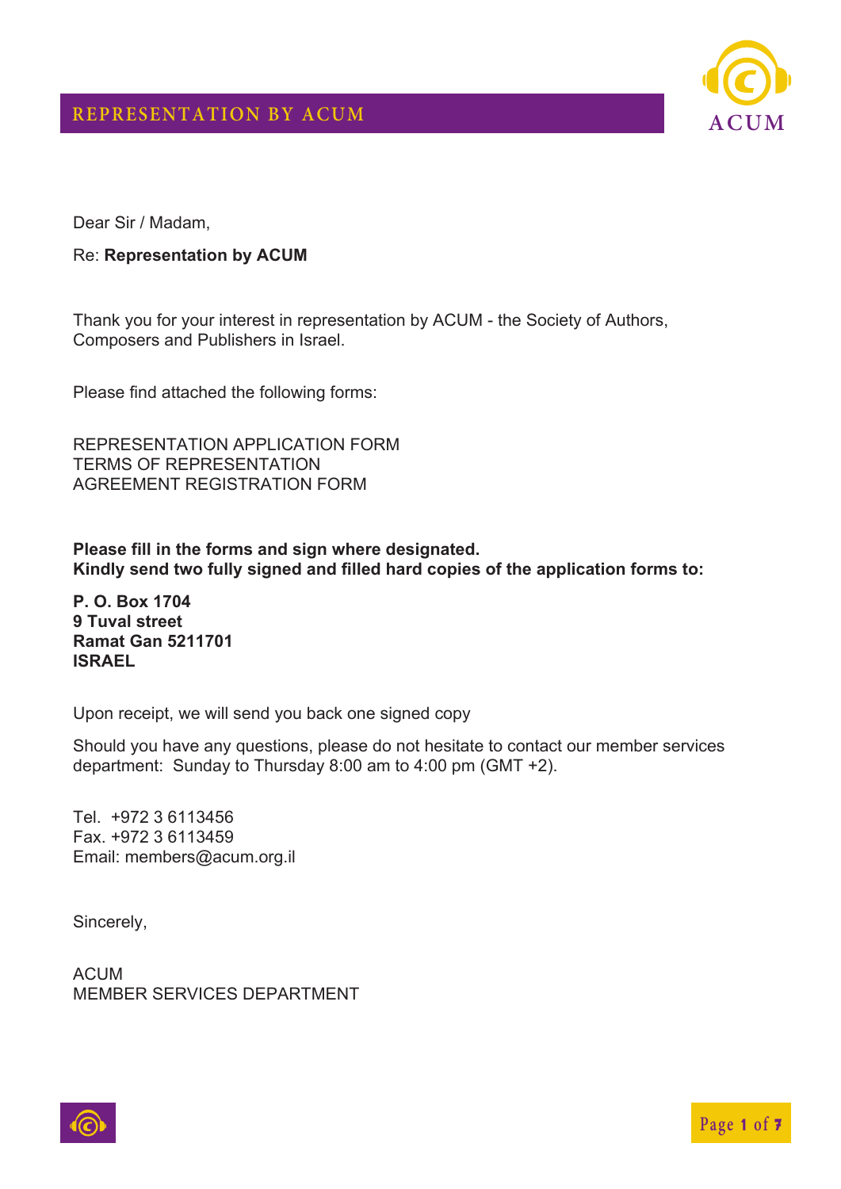# REPRESENTATION BY ACUM

Dear Sir / Madam,

Re: **Representation by ACUM**

Thank you for your interest in representation by ACUM - the Society of Authors, Composers and Publishers in Israel.

Please find attached the following forms:

REPRESENTATION APPLICATION FORM
TERMS OF REPRESENTATION
AGREEMENT REGISTRATION FORM

**Please fill in the forms and sign where designated.**
**Kindly send two fully signed and filled hard copies of the application forms to:**

**P. O. Box 1704**
**9 Tuval street**
**Ramat Gan 5211701**
**ISRAEL**

Upon receipt, we will send you back one signed copy

Should you have any questions, please do not hesitate to contact our member services department: Sunday to Thursday 8:00 am to 4:00 pm (GMT +2).

Tel. +972 3 6113456
Fax. +972 3 6113459
Email: members@acum.org.il

Sincerely,

ACUM
MEMBER SERVICES DEPARTMENT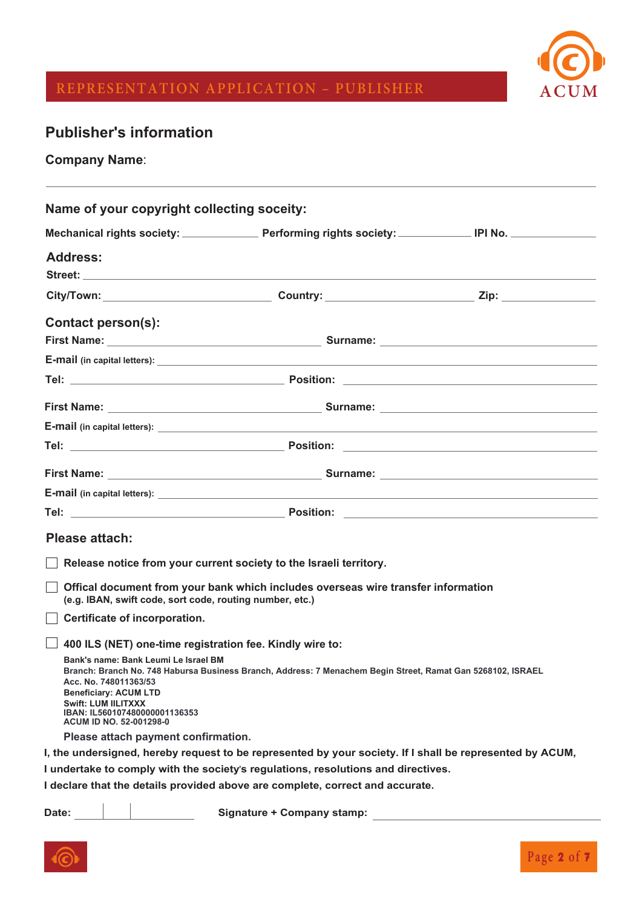# REPRESENTATION APPLICATION – PUBLISHER

## Publisher's information

**Company Name**: ____________________________________________

### Name of your copyright collecting soceity:

**Mechanical rights society:** ____________ **Performing rights society:** ____________ **IPI No.** ____________

### Address:

**Street:** ____________________________________________

**City/Town:** ____________ **Country:** ____________ **Zip:** ____________

### Contact person(s):

**First Name:** ____________ **Surname:** ____________

**E-mail** (in capital letters): ____________________________________________

**Tel:** ____________ **Position:** ____________

**First Name:** ____________ **Surname:** ____________

**E-mail** (in capital letters): ____________________________________________

**Tel:** ____________ **Position:** ____________

**First Name:** ____________ **Surname:** ____________

**E-mail** (in capital letters): ____________________________________________

**Tel:** ____________ **Position:** ____________

### Please attach:

- [ ] **Release notice from your current society to the Israeli territory.**
- [ ] **Offical document from your bank which includes overseas wire transfer information** (e.g. IBAN, swift code, sort code, routing number, etc.)
- [ ] **Certificate of incorporation.**
- [ ] **400 ILS (NET) one-time registration fee. Kindly wire to:**

**Bank's name: Bank Leumi Le Israel BM**
**Branch: Branch No. 748 Habursa Business Branch, Address: 7 Menachem Begin Street, Ramat Gan 5268102, ISRAEL**
**Acc. No. 748011363/53**
**Beneficiary: ACUM LTD**
**Swift: LUM IILITXXX**
**IBAN: IL560107480000001136353**
**ACUM ID NO. 52-001298-0**

**Please attach payment confirmation.**

**I, the undersigned, hereby request to be represented by your society. If I shall be represented by ACUM, I undertake to comply with the society's regulations, resolutions and directives.**
**I declare that the details provided above are complete, correct and accurate.**

**Date:** ____ | ____ | ________ **Signature + Company stamp:** ____________________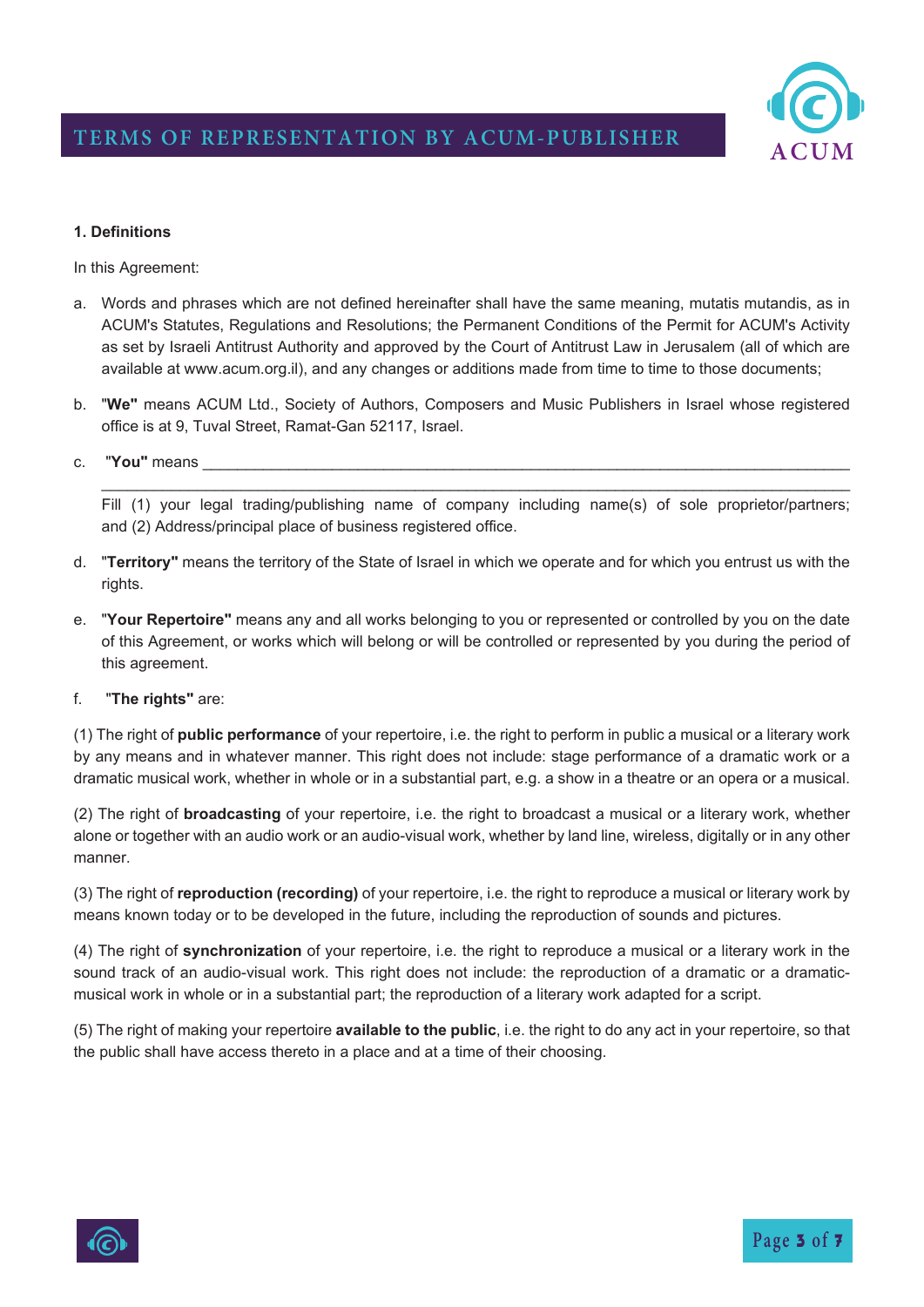### 1. Definitions

In this Agreement:

a. Words and phrases which are not defined hereinafter shall have the same meaning, mutatis mutandis, as in ACUM's Statutes, Regulations and Resolutions; the Permanent Conditions of the Permit for ACUM's Activity as set by Israeli Antitrust Authority and approved by the Court of Antitrust Law in Jerusalem (all of which are available at www.acum.org.il), and any changes or additions made from time to time to those documents;

b. "**We"** means ACUM Ltd., Society of Authors, Composers and Music Publishers in Israel whose registered office is at 9, Tuval Street, Ramat-Gan 52117, Israel.

c. "**You"** means ___________________________________________________________________________
_______________________________________________________________________________________
Fill (1) your legal trading/publishing name of company including name(s) of sole proprietor/partners; and (2) Address/principal place of business registered office.

d. "**Territory"** means the territory of the State of Israel in which we operate and for which you entrust us with the rights.

e. "**Your Repertoire"** means any and all works belonging to you or represented or controlled by you on the date of this Agreement, or works which will belong or will be controlled or represented by you during the period of this agreement.

f. "**The rights"** are:

(1) The right of **public performance** of your repertoire, i.e. the right to perform in public a musical or a literary work by any means and in whatever manner. This right does not include: stage performance of a dramatic work or a dramatic musical work, whether in whole or in a substantial part, e.g. a show in a theatre or an opera or a musical.

(2) The right of **broadcasting** of your repertoire, i.e. the right to broadcast a musical or a literary work, whether alone or together with an audio work or an audio-visual work, whether by land line, wireless, digitally or in any other manner.

(3) The right of **reproduction (recording)** of your repertoire, i.e. the right to reproduce a musical or literary work by means known today or to be developed in the future, including the reproduction of sounds and pictures.

(4) The right of **synchronization** of your repertoire, i.e. the right to reproduce a musical or a literary work in the sound track of an audio-visual work. This right does not include: the reproduction of a dramatic or a dramatic-musical work in whole or in a substantial part; the reproduction of a literary work adapted for a script.

(5) The right of making your repertoire **available to the public**, i.e. the right to do any act in your repertoire, so that the public shall have access thereto in a place and at a time of their choosing.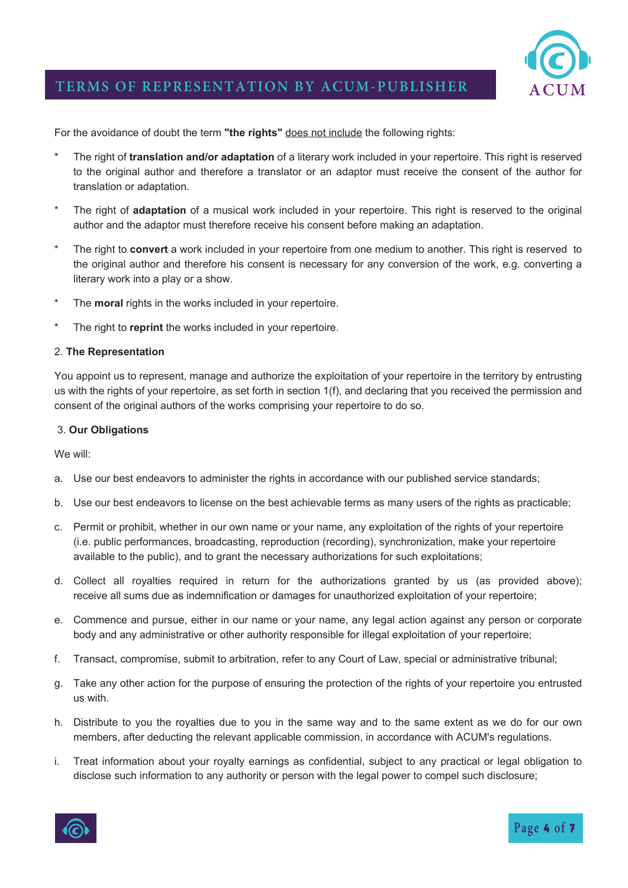For the avoidance of doubt the term **"the rights"** does not include the following rights:

* The right of **translation and/or adaptation** of a literary work included in your repertoire. This right is reserved to the original author and therefore a translator or an adaptor must receive the consent of the author for translation or adaptation.

* The right of **adaptation** of a musical work included in your repertoire. This right is reserved to the original author and the adaptor must therefore receive his consent before making an adaptation.

* The right to **convert** a work included in your repertoire from one medium to another. This right is reserved to the original author and therefore his consent is necessary for any conversion of the work, e.g. converting a literary work into a play or a show.

* The **moral** rights in the works included in your repertoire.

* The right to **reprint** the works included in your repertoire.

2. **The Representation**

You appoint us to represent, manage and authorize the exploitation of your repertoire in the territory by entrusting us with the rights of your repertoire, as set forth in section 1(f), and declaring that you received the permission and consent of the original authors of the works comprising your repertoire to do so.

3. **Our Obligations**

We will:

a. Use our best endeavors to administer the rights in accordance with our published service standards;

b. Use our best endeavors to license on the best achievable terms as many users of the rights as practicable;

c. Permit or prohibit, whether in our own name or your name, any exploitation of the rights of your repertoire (i.e. public performances, broadcasting, reproduction (recording), synchronization, make your repertoire available to the public), and to grant the necessary authorizations for such exploitations;

d. Collect all royalties required in return for the authorizations granted by us (as provided above); receive all sums due as indemnification or damages for unauthorized exploitation of your repertoire;

e. Commence and pursue, either in our name or your name, any legal action against any person or corporate body and any administrative or other authority responsible for illegal exploitation of your repertoire;

f. Transact, compromise, submit to arbitration, refer to any Court of Law, special or administrative tribunal;

g. Take any other action for the purpose of ensuring the protection of the rights of your repertoire you entrusted us with.

h. Distribute to you the royalties due to you in the same way and to the same extent as we do for our own members, after deducting the relevant applicable commission, in accordance with ACUM's regulations.

i. Treat information about your royalty earnings as confidential, subject to any practical or legal obligation to disclose such information to any authority or person with the legal power to compel such disclosure;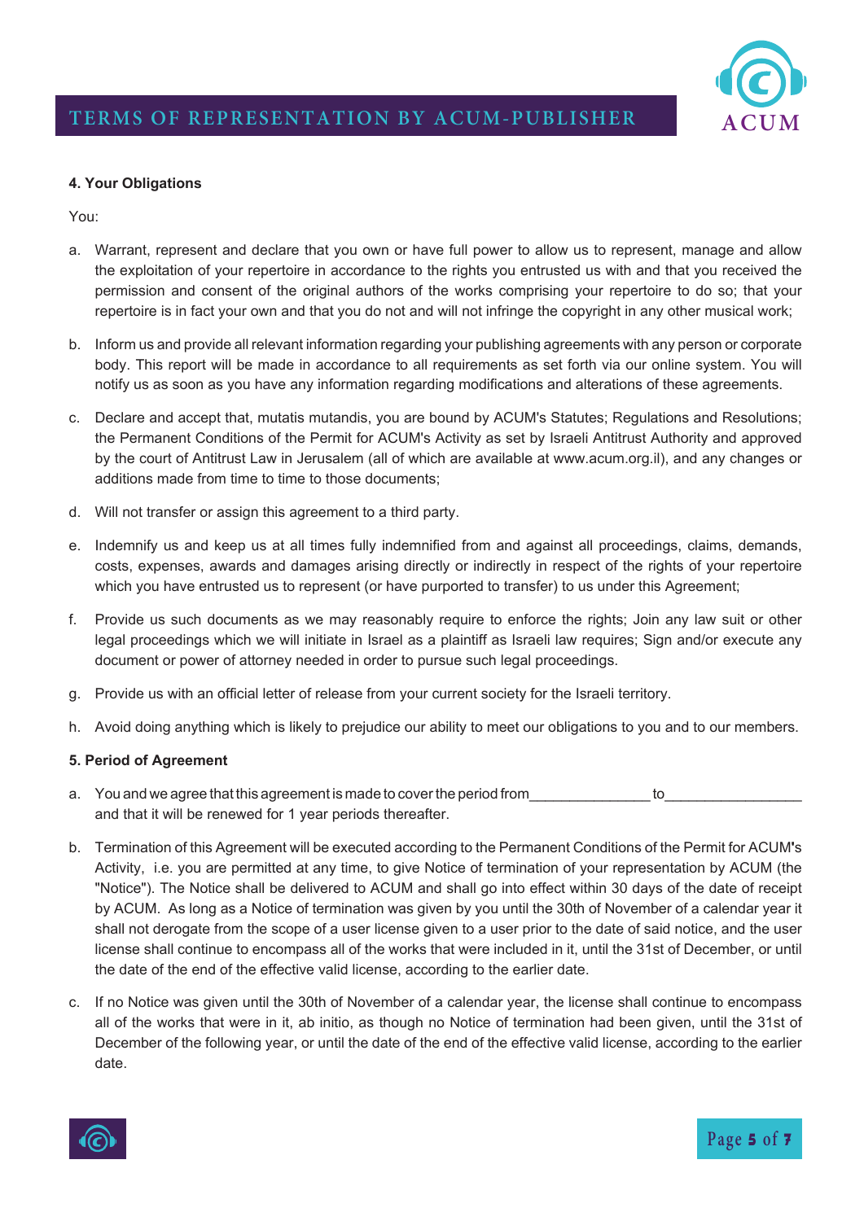**4. Your Obligations**

You:

a. Warrant, represent and declare that you own or have full power to allow us to represent, manage and allow the exploitation of your repertoire in accordance to the rights you entrusted us with and that you received the permission and consent of the original authors of the works comprising your repertoire to do so; that your repertoire is in fact your own and that you do not and will not infringe the copyright in any other musical work;

b. Inform us and provide all relevant information regarding your publishing agreements with any person or corporate body. This report will be made in accordance to all requirements as set forth via our online system. You will notify us as soon as you have any information regarding modifications and alterations of these agreements.

c. Declare and accept that, mutatis mutandis, you are bound by ACUM's Statutes; Regulations and Resolutions; the Permanent Conditions of the Permit for ACUM's Activity as set by Israeli Antitrust Authority and approved by the court of Antitrust Law in Jerusalem (all of which are available at www.acum.org.il), and any changes or additions made from time to time to those documents;

d. Will not transfer or assign this agreement to a third party.

e. Indemnify us and keep us at all times fully indemnified from and against all proceedings, claims, demands, costs, expenses, awards and damages arising directly or indirectly in respect of the rights of your repertoire which you have entrusted us to represent (or have purported to transfer) to us under this Agreement;

f. Provide us such documents as we may reasonably require to enforce the rights; Join any law suit or other legal proceedings which we will initiate in Israel as a plaintiff as Israeli law requires; Sign and/or execute any document or power of attorney needed in order to pursue such legal proceedings.

g. Provide us with an official letter of release from your current society for the Israeli territory.

h. Avoid doing anything which is likely to prejudice our ability to meet our obligations to you and to our members.

**5. Period of Agreement**

a. You and we agree that this agreement is made to cover the period from_______________ to_________________ and that it will be renewed for 1 year periods thereafter.

b. Termination of this Agreement will be executed according to the Permanent Conditions of the Permit for ACUM's Activity, i.e. you are permitted at any time, to give Notice of termination of your representation by ACUM (the "Notice"). The Notice shall be delivered to ACUM and shall go into effect within 30 days of the date of receipt by ACUM. As long as a Notice of termination was given by you until the 30th of November of a calendar year it shall not derogate from the scope of a user license given to a user prior to the date of said notice, and the user license shall continue to encompass all of the works that were included in it, until the 31st of December, or until the date of the end of the effective valid license, according to the earlier date.

c. If no Notice was given until the 30th of November of a calendar year, the license shall continue to encompass all of the works that were in it, ab initio, as though no Notice of termination had been given, until the 31st of December of the following year, or until the date of the end of the effective valid license, according to the earlier date.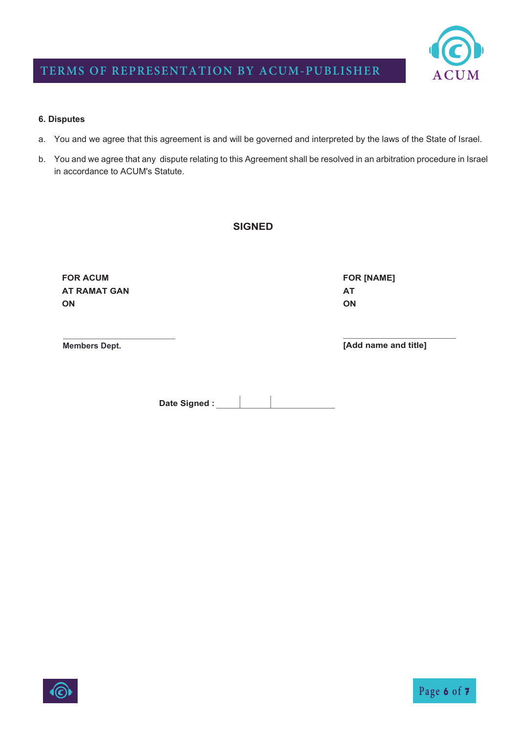### 6. Disputes

a. You and we agree that this agreement is and will be governed and interpreted by the laws of the State of Israel.

b. You and we agree that any dispute relating to this Agreement shall be resolved in an arbitration procedure in Israel in accordance to ACUM's Statute.

**SIGNED**

**FOR ACUM**
**AT RAMAT GAN**
**ON**

_______________________
**Members Dept.**

**FOR [NAME]**
**AT**
**ON**

_______________________
**[Add name and title]**

**Date Signed :** ____ | ____ | ________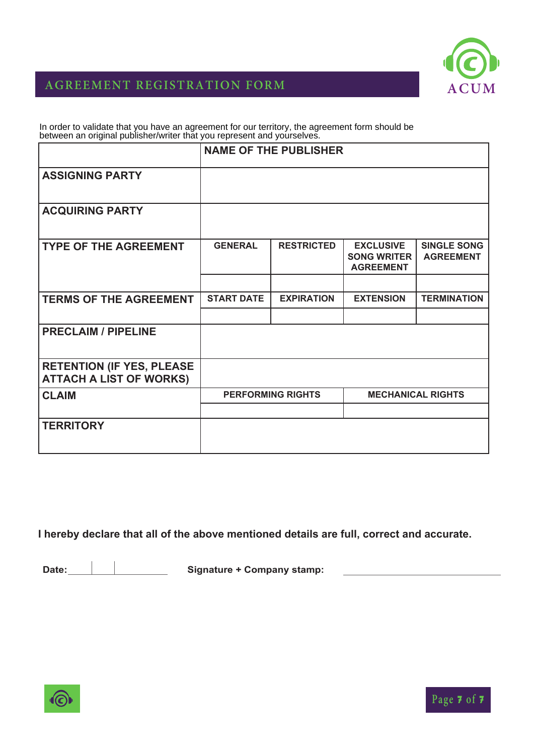# AGREEMENT REGISTRATION FORM

ACUM

In order to validate that you have an agreement for our territory, the agreement form should be between an original publisher/writer that you represent and yourselves.

| | | | | |
|---|---|---|---|---|
| | **NAME OF THE PUBLISHER** | | | |
| **ASSIGNING PARTY** | | | | |
| **ACQUIRING PARTY** | | | | |
| **TYPE OF THE AGREEMENT** | **GENERAL** | **RESTRICTED** | **EXCLUSIVE SONG WRITER AGREEMENT** | **SINGLE SONG AGREEMENT** |
| | | | | |
| **TERMS OF THE AGREEMENT** | **START DATE** | **EXPIRATION** | **EXTENSION** | **TERMINATION** |
| | | | | |
| **PRECLAIM / PIPELINE** | | | | |
| **RETENTION (IF YES, PLEASE ATTACH A LIST OF WORKS)** | | | | |
| **CLAIM** | **PERFORMING RIGHTS** | | **MECHANICAL RIGHTS** | |
| | | | | |
| **TERRITORY** | | | | |

**I hereby declare that all of the above mentioned details are full, correct and accurate.**

**Date:** ____ | ____ | ________ **Signature + Company stamp:** ______________________